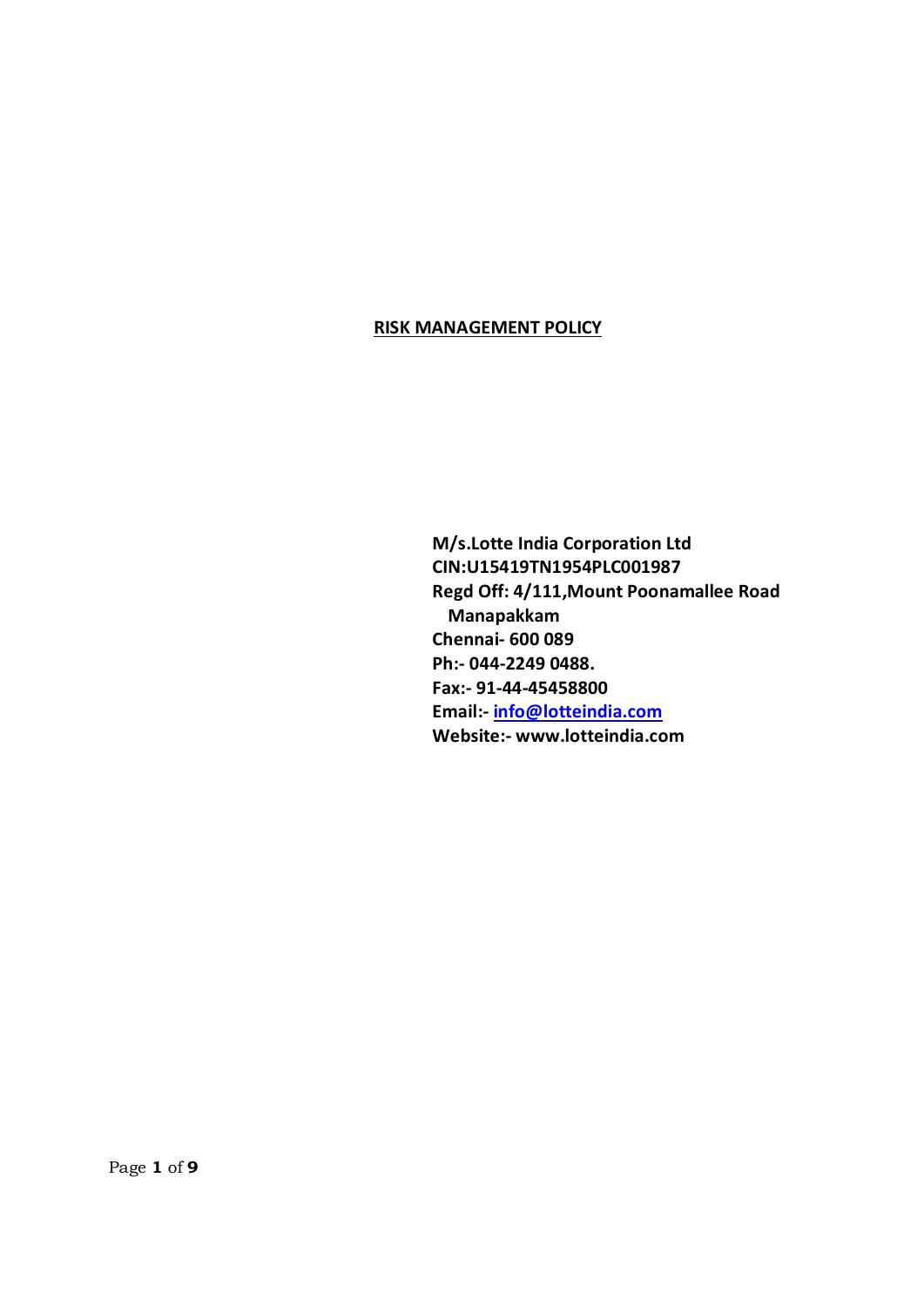# RISK MANAGEMENT POLICY

**M/s.Lotte India Corporation Ltd**
**CIN:U15419TN1954PLC001987**
**Regd Off: 4/111,Mount Poonamallee Road**
**Manapakkam**
**Chennai- 600 089**
**Ph:- 044-2249 0488.**
**Fax:- 91-44-45458800**
**Email:- info@lotteindia.com**
**Website:- www.lotteindia.com**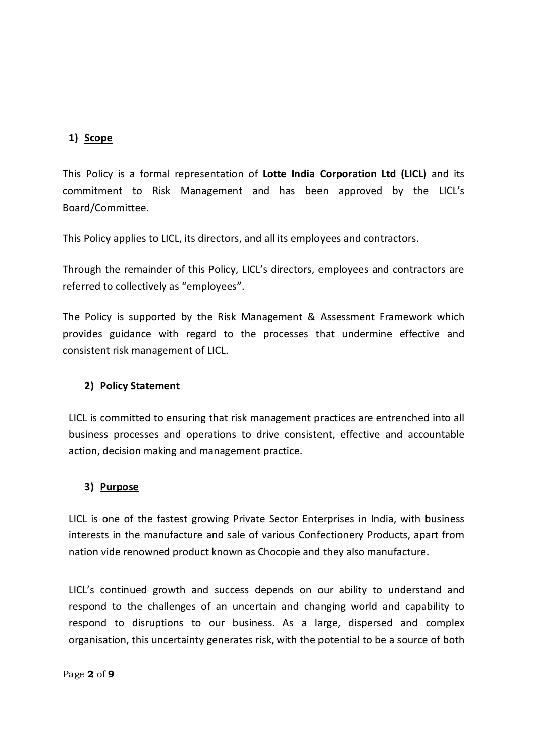## 1) Scope

This Policy is a formal representation of **Lotte India Corporation Ltd (LICL)** and its commitment to Risk Management and has been approved by the LICL's Board/Committee.

This Policy applies to LICL, its directors, and all its employees and contractors.

Through the remainder of this Policy, LICL's directors, employees and contractors are referred to collectively as "employees".

The Policy is supported by the Risk Management & Assessment Framework which provides guidance with regard to the processes that undermine effective and consistent risk management of LICL.

## 2) Policy Statement

LICL is committed to ensuring that risk management practices are entrenched into all business processes and operations to drive consistent, effective and accountable action, decision making and management practice.

## 3) Purpose

LICL is one of the fastest growing Private Sector Enterprises in India, with business interests in the manufacture and sale of various Confectionery Products, apart from nation vide renowned product known as Chocopie and they also manufacture.

LICL's continued growth and success depends on our ability to understand and respond to the challenges of an uncertain and changing world and capability to respond to disruptions to our business. As a large, dispersed and complex organisation, this uncertainty generates risk, with the potential to be a source of both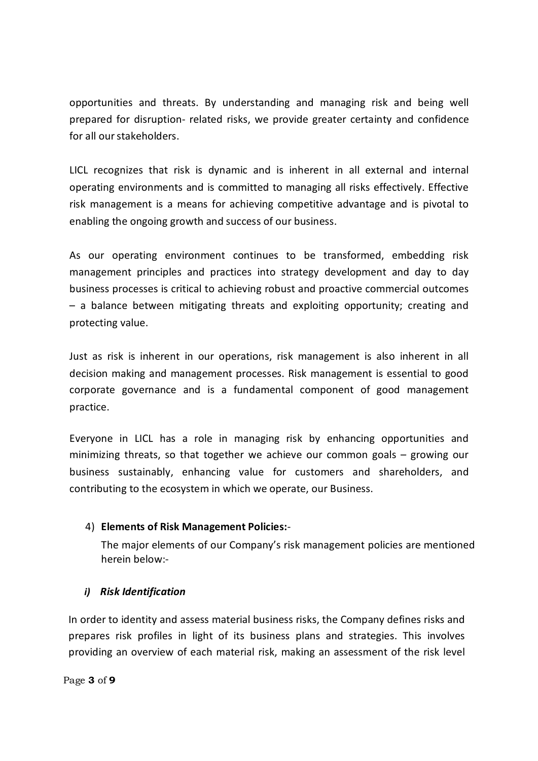opportunities and threats. By understanding and managing risk and being well prepared for disruption- related risks, we provide greater certainty and confidence for all our stakeholders.

LICL recognizes that risk is dynamic and is inherent in all external and internal operating environments and is committed to managing all risks effectively. Effective risk management is a means for achieving competitive advantage and is pivotal to enabling the ongoing growth and success of our business.

As our operating environment continues to be transformed, embedding risk management principles and practices into strategy development and day to day business processes is critical to achieving robust and proactive commercial outcomes – a balance between mitigating threats and exploiting opportunity; creating and protecting value.

Just as risk is inherent in our operations, risk management is also inherent in all decision making and management processes. Risk management is essential to good corporate governance and is a fundamental component of good management practice.

Everyone in LICL has a role in managing risk by enhancing opportunities and minimizing threats, so that together we achieve our common goals – growing our business sustainably, enhancing value for customers and shareholders, and contributing to the ecosystem in which we operate, our Business.

4) **Elements of Risk Management Policies:**-

The major elements of our Company's risk management policies are mentioned herein below:-

***i) Risk Identification***

In order to identity and assess material business risks, the Company defines risks and prepares risk profiles in light of its business plans and strategies. This involves providing an overview of each material risk, making an assessment of the risk level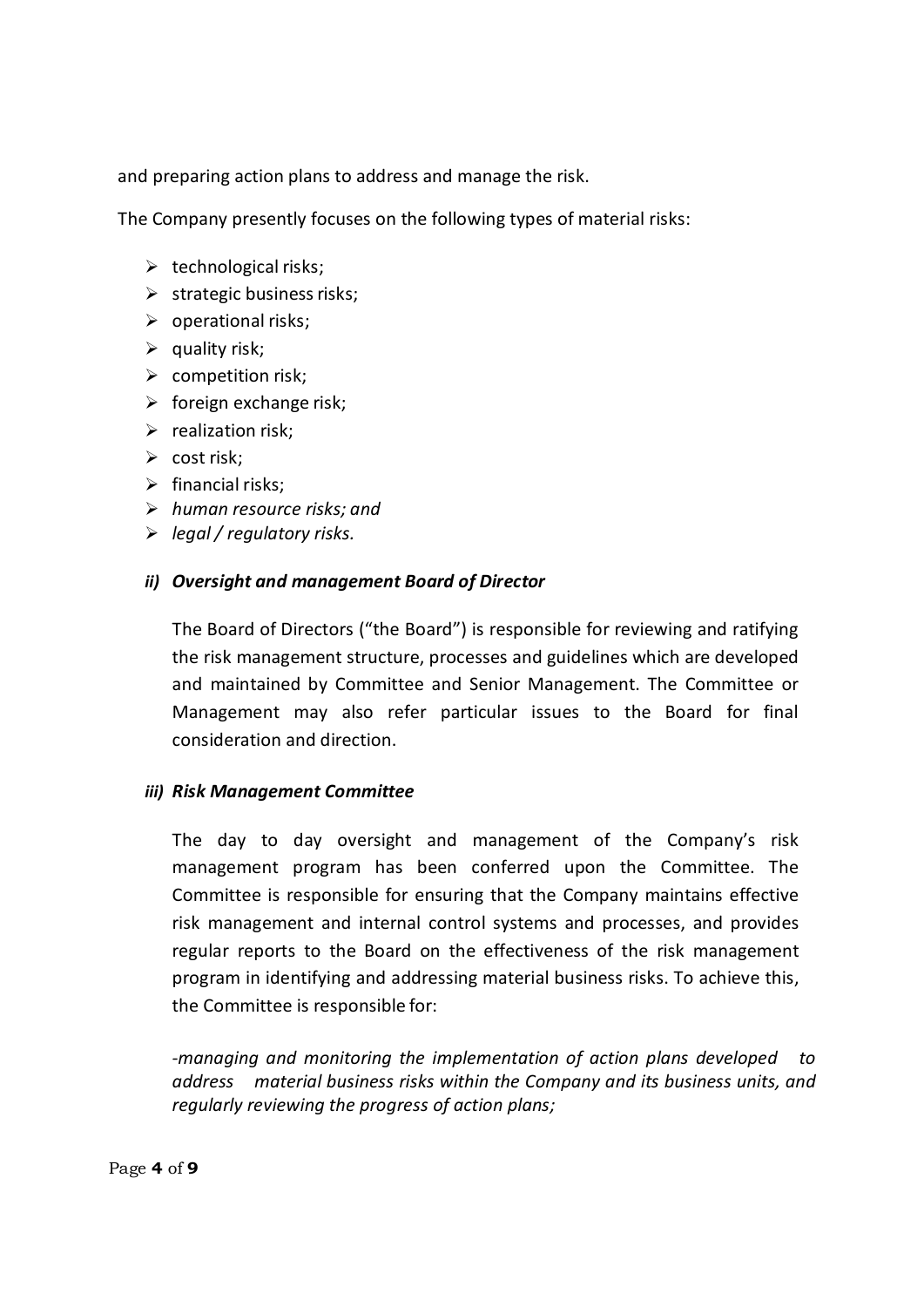and preparing action plans to address and manage the risk.

The Company presently focuses on the following types of material risks:

- technological risks;
- strategic business risks;
- operational risks;
- quality risk;
- competition risk;
- foreign exchange risk;
- realization risk;
- cost risk;
- financial risks;
- *human resource risks; and*
- *legal / regulatory risks.*

***ii) Oversight and management Board of Director***

The Board of Directors ("the Board") is responsible for reviewing and ratifying the risk management structure, processes and guidelines which are developed and maintained by Committee and Senior Management. The Committee or Management may also refer particular issues to the Board for final consideration and direction.

***iii) Risk Management Committee***

The day to day oversight and management of the Company's risk management program has been conferred upon the Committee. The Committee is responsible for ensuring that the Company maintains effective risk management and internal control systems and processes, and provides regular reports to the Board on the effectiveness of the risk management program in identifying and addressing material business risks. To achieve this, the Committee is responsible for:

*-managing and monitoring the implementation of action plans developed to address material business risks within the Company and its business units, and regularly reviewing the progress of action plans;*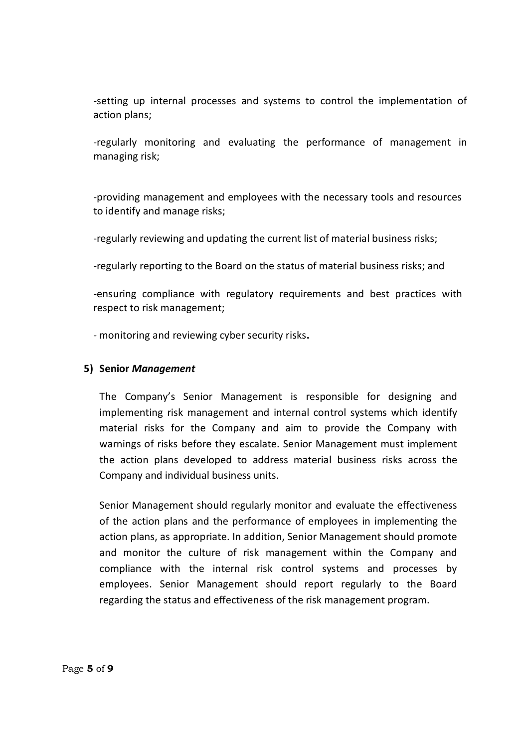-setting up internal processes and systems to control the implementation of action plans;

-regularly monitoring and evaluating the performance of management in managing risk;

-providing management and employees with the necessary tools and resources to identify and manage risks;

-regularly reviewing and updating the current list of material business risks;

-regularly reporting to the Board on the status of material business risks; and

-ensuring compliance with regulatory requirements and best practices with respect to risk management;

- monitoring and reviewing cyber security risks**.**

**5) Senior *Management***

The Company's Senior Management is responsible for designing and implementing risk management and internal control systems which identify material risks for the Company and aim to provide the Company with warnings of risks before they escalate. Senior Management must implement the action plans developed to address material business risks across the Company and individual business units.

Senior Management should regularly monitor and evaluate the effectiveness of the action plans and the performance of employees in implementing the action plans, as appropriate. In addition, Senior Management should promote and monitor the culture of risk management within the Company and compliance with the internal risk control systems and processes by employees. Senior Management should report regularly to the Board regarding the status and effectiveness of the risk management program.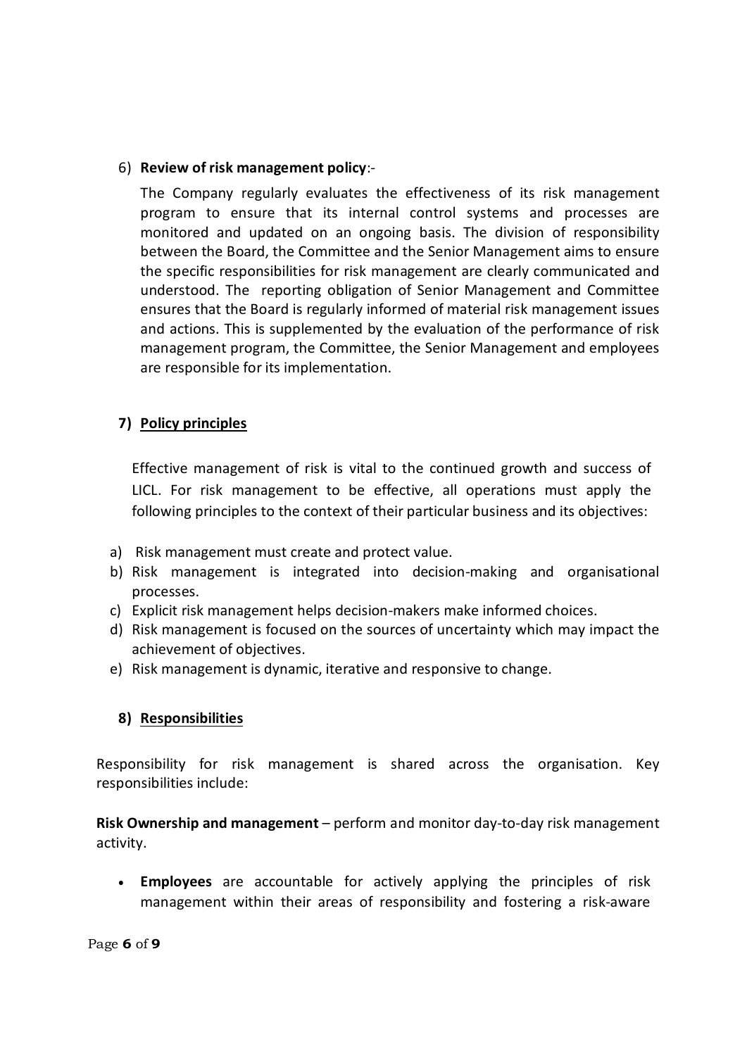6) **Review of risk management policy**:-

The Company regularly evaluates the effectiveness of its risk management program to ensure that its internal control systems and processes are monitored and updated on an ongoing basis. The division of responsibility between the Board, the Committee and the Senior Management aims to ensure the specific responsibilities for risk management are clearly communicated and understood. The reporting obligation of Senior Management and Committee ensures that the Board is regularly informed of material risk management issues and actions. This is supplemented by the evaluation of the performance of risk management program, the Committee, the Senior Management and employees are responsible for its implementation.

**7) Policy principles**

Effective management of risk is vital to the continued growth and success of LICL. For risk management to be effective, all operations must apply the following principles to the context of their particular business and its objectives:

a) Risk management must create and protect value.
b) Risk management is integrated into decision-making and organisational processes.
c) Explicit risk management helps decision-makers make informed choices.
d) Risk management is focused on the sources of uncertainty which may impact the achievement of objectives.
e) Risk management is dynamic, iterative and responsive to change.

**8) Responsibilities**

Responsibility for risk management is shared across the organisation. Key responsibilities include:

**Risk Ownership and management** – perform and monitor day-to-day risk management activity.

- **Employees** are accountable for actively applying the principles of risk management within their areas of responsibility and fostering a risk-aware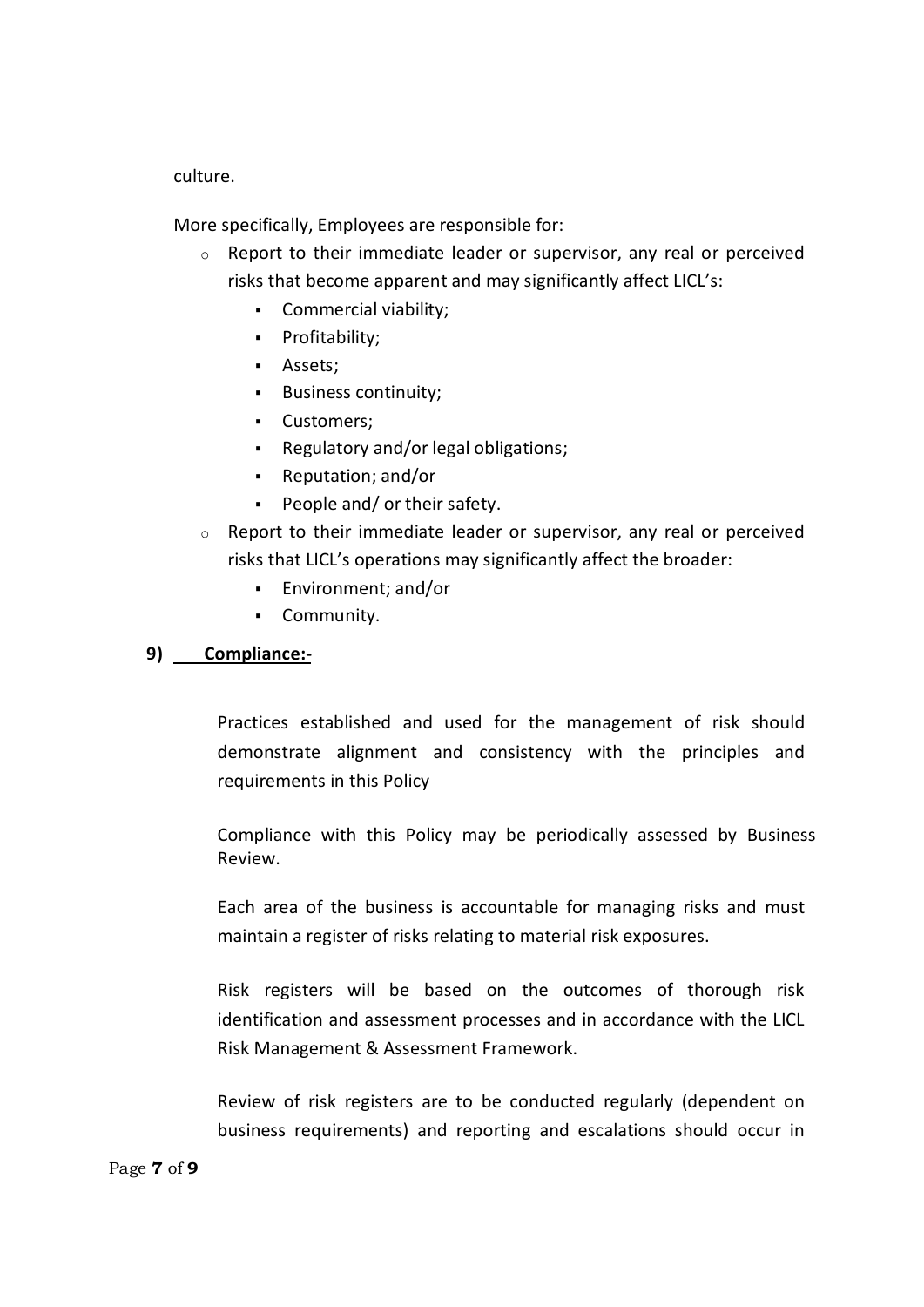culture.

More specifically, Employees are responsible for:

- Report to their immediate leader or supervisor, any real or perceived risks that become apparent and may significantly affect LICL's:
  - Commercial viability;
  - Profitability;
  - Assets;
  - Business continuity;
  - Customers;
  - Regulatory and/or legal obligations;
  - Reputation; and/or
  - People and/ or their safety.
- Report to their immediate leader or supervisor, any real or perceived risks that LICL's operations may significantly affect the broader:
  - Environment; and/or
  - Community.

## 9) Compliance:-

Practices established and used for the management of risk should demonstrate alignment and consistency with the principles and requirements in this Policy

Compliance with this Policy may be periodically assessed by Business Review.

Each area of the business is accountable for managing risks and must maintain a register of risks relating to material risk exposures.

Risk registers will be based on the outcomes of thorough risk identification and assessment processes and in accordance with the LICL Risk Management & Assessment Framework.

Review of risk registers are to be conducted regularly (dependent on business requirements) and reporting and escalations should occur in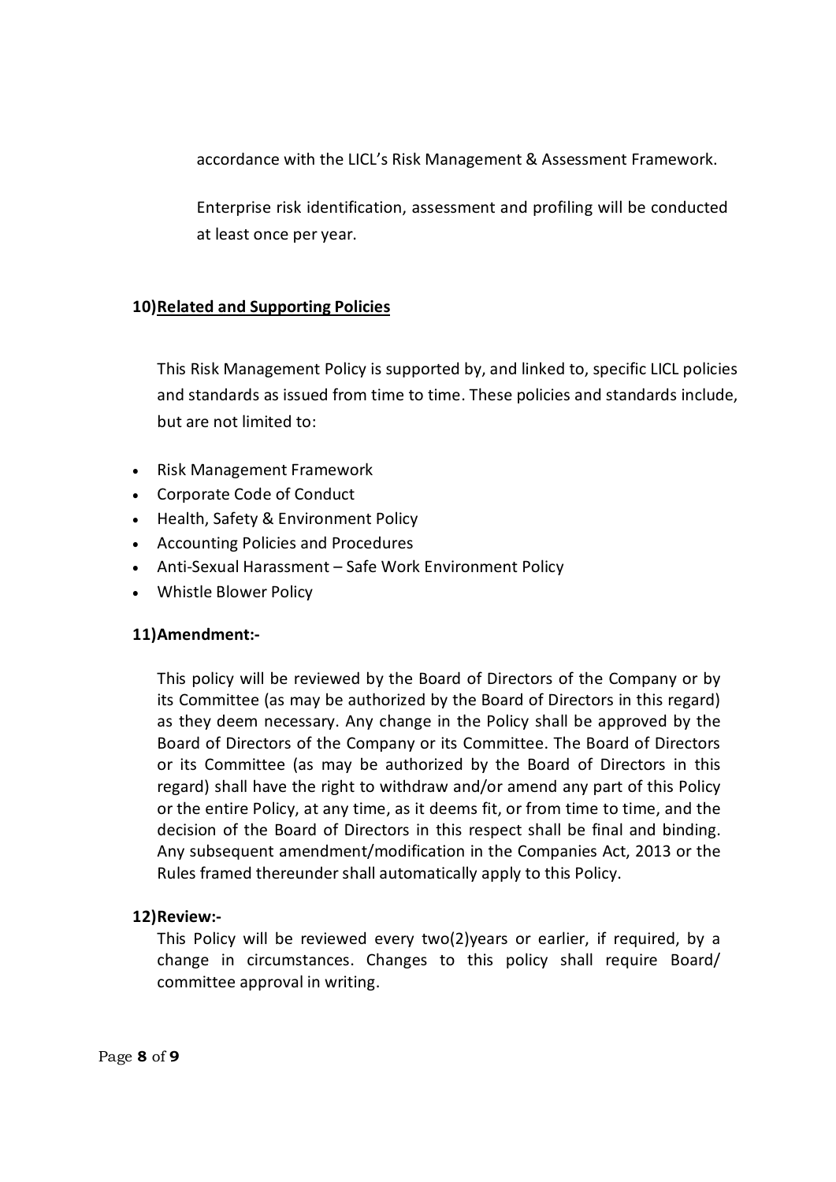accordance with the LICL's Risk Management & Assessment Framework.

Enterprise risk identification, assessment and profiling will be conducted at least once per year.

**10)Related and Supporting Policies**

This Risk Management Policy is supported by, and linked to, specific LICL policies and standards as issued from time to time. These policies and standards include, but are not limited to:

- Risk Management Framework
- Corporate Code of Conduct
- Health, Safety & Environment Policy
- Accounting Policies and Procedures
- Anti-Sexual Harassment – Safe Work Environment Policy
- Whistle Blower Policy

**11)Amendment:-**

This policy will be reviewed by the Board of Directors of the Company or by its Committee (as may be authorized by the Board of Directors in this regard) as they deem necessary. Any change in the Policy shall be approved by the Board of Directors of the Company or its Committee. The Board of Directors or its Committee (as may be authorized by the Board of Directors in this regard) shall have the right to withdraw and/or amend any part of this Policy or the entire Policy, at any time, as it deems fit, or from time to time, and the decision of the Board of Directors in this respect shall be final and binding. Any subsequent amendment/modification in the Companies Act, 2013 or the Rules framed thereunder shall automatically apply to this Policy.

**12)Review:-**

This Policy will be reviewed every two(2)years or earlier, if required, by a change in circumstances. Changes to this policy shall require Board/ committee approval in writing.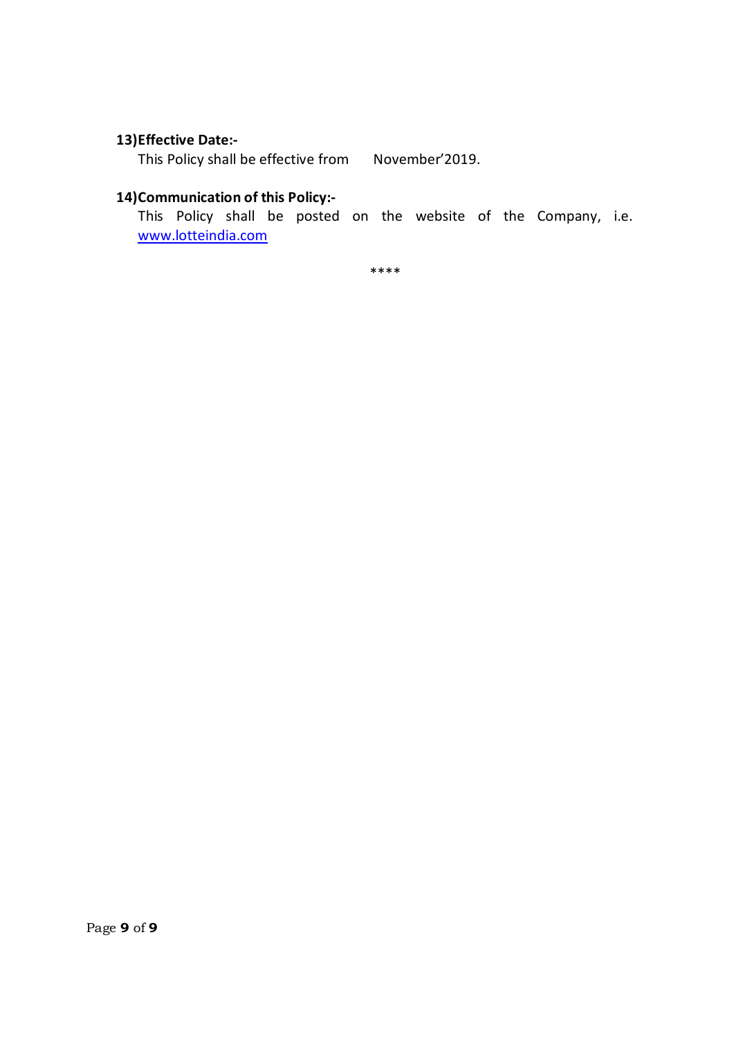**13) Effective Date:-**

This Policy shall be effective from November'2019.

**14) Communication of this Policy:-**

This Policy shall be posted on the website of the Company, i.e. [www.lotteindia.com](http://www.lotteindia.com)

****